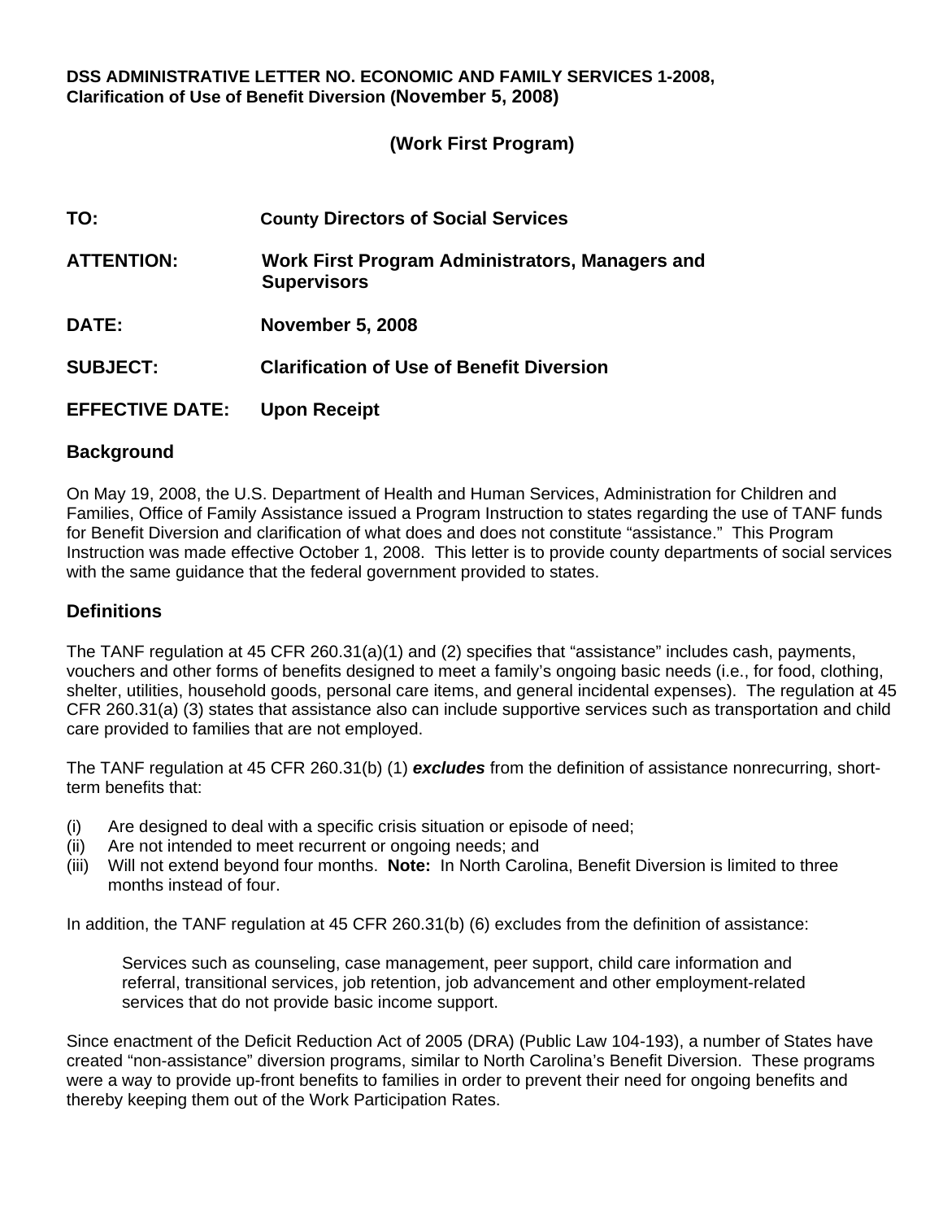**DSS ADMINISTRATIVE LETTER NO. ECONOMIC AND FAMILY SERVICES 1-2008,**
**Clarification of Use of Benefit Diversion (November 5, 2008)**

**(Work First Program)**

**TO:** County Directors of Social Services

**ATTENTION:** Work First Program Administrators, Managers and Supervisors

**DATE:** November 5, 2008

**SUBJECT:** Clarification of Use of Benefit Diversion

**EFFECTIVE DATE:** Upon Receipt

## Background

On May 19, 2008, the U.S. Department of Health and Human Services, Administration for Children and Families, Office of Family Assistance issued a Program Instruction to states regarding the use of TANF funds for Benefit Diversion and clarification of what does and does not constitute "assistance." This Program Instruction was made effective October 1, 2008. This letter is to provide county departments of social services with the same guidance that the federal government provided to states.

## Definitions

The TANF regulation at 45 CFR 260.31(a)(1) and (2) specifies that "assistance" includes cash, payments, vouchers and other forms of benefits designed to meet a family's ongoing basic needs (i.e., for food, clothing, shelter, utilities, household goods, personal care items, and general incidental expenses). The regulation at 45 CFR 260.31(a) (3) states that assistance also can include supportive services such as transportation and child care provided to families that are not employed.

The TANF regulation at 45 CFR 260.31(b) (1) ***excludes*** from the definition of assistance nonrecurring, short-term benefits that:

(i) Are designed to deal with a specific crisis situation or episode of need;
(ii) Are not intended to meet recurrent or ongoing needs; and
(iii) Will not extend beyond four months. **Note:** In North Carolina, Benefit Diversion is limited to three months instead of four.

In addition, the TANF regulation at 45 CFR 260.31(b) (6) excludes from the definition of assistance:

> Services such as counseling, case management, peer support, child care information and referral, transitional services, job retention, job advancement and other employment-related services that do not provide basic income support.

Since enactment of the Deficit Reduction Act of 2005 (DRA) (Public Law 104-193), a number of States have created "non-assistance" diversion programs, similar to North Carolina's Benefit Diversion. These programs were a way to provide up-front benefits to families in order to prevent their need for ongoing benefits and thereby keeping them out of the Work Participation Rates.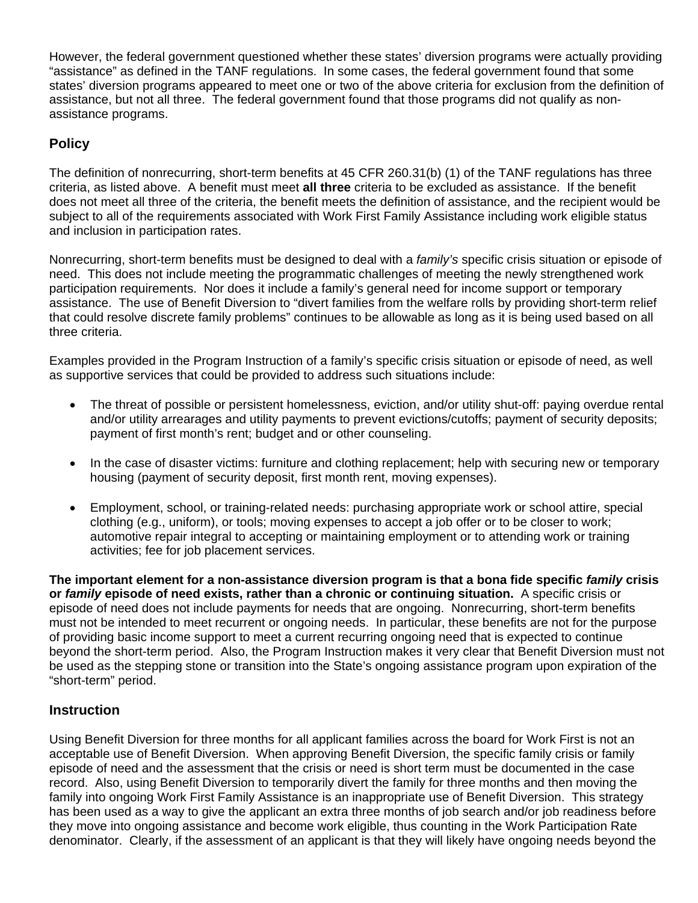However, the federal government questioned whether these states' diversion programs were actually providing "assistance" as defined in the TANF regulations. In some cases, the federal government found that some states' diversion programs appeared to meet one or two of the above criteria for exclusion from the definition of assistance, but not all three. The federal government found that those programs did not qualify as non-assistance programs.

## Policy

The definition of nonrecurring, short-term benefits at 45 CFR 260.31(b) (1) of the TANF regulations has three criteria, as listed above. A benefit must meet **all three** criteria to be excluded as assistance. If the benefit does not meet all three of the criteria, the benefit meets the definition of assistance, and the recipient would be subject to all of the requirements associated with Work First Family Assistance including work eligible status and inclusion in participation rates.

Nonrecurring, short-term benefits must be designed to deal with a *family's* specific crisis situation or episode of need. This does not include meeting the programmatic challenges of meeting the newly strengthened work participation requirements. Nor does it include a family's general need for income support or temporary assistance. The use of Benefit Diversion to "divert families from the welfare rolls by providing short-term relief that could resolve discrete family problems" continues to be allowable as long as it is being used based on all three criteria.

Examples provided in the Program Instruction of a family's specific crisis situation or episode of need, as well as supportive services that could be provided to address such situations include:

- The threat of possible or persistent homelessness, eviction, and/or utility shut-off: paying overdue rental and/or utility arrearages and utility payments to prevent evictions/cutoffs; payment of security deposits; payment of first month's rent; budget and or other counseling.
- In the case of disaster victims: furniture and clothing replacement; help with securing new or temporary housing (payment of security deposit, first month rent, moving expenses).
- Employment, school, or training-related needs: purchasing appropriate work or school attire, special clothing (e.g., uniform), or tools; moving expenses to accept a job offer or to be closer to work; automotive repair integral to accepting or maintaining employment or to attending work or training activities; fee for job placement services.

**The important element for a non-assistance diversion program is that a bona fide specific *family* crisis or *family* episode of need exists, rather than a chronic or continuing situation.** A specific crisis or episode of need does not include payments for needs that are ongoing. Nonrecurring, short-term benefits must not be intended to meet recurrent or ongoing needs. In particular, these benefits are not for the purpose of providing basic income support to meet a current recurring ongoing need that is expected to continue beyond the short-term period. Also, the Program Instruction makes it very clear that Benefit Diversion must not be used as the stepping stone or transition into the State's ongoing assistance program upon expiration of the "short-term" period.

## Instruction

Using Benefit Diversion for three months for all applicant families across the board for Work First is not an acceptable use of Benefit Diversion. When approving Benefit Diversion, the specific family crisis or family episode of need and the assessment that the crisis or need is short term must be documented in the case record. Also, using Benefit Diversion to temporarily divert the family for three months and then moving the family into ongoing Work First Family Assistance is an inappropriate use of Benefit Diversion. This strategy has been used as a way to give the applicant an extra three months of job search and/or job readiness before they move into ongoing assistance and become work eligible, thus counting in the Work Participation Rate denominator. Clearly, if the assessment of an applicant is that they will likely have ongoing needs beyond the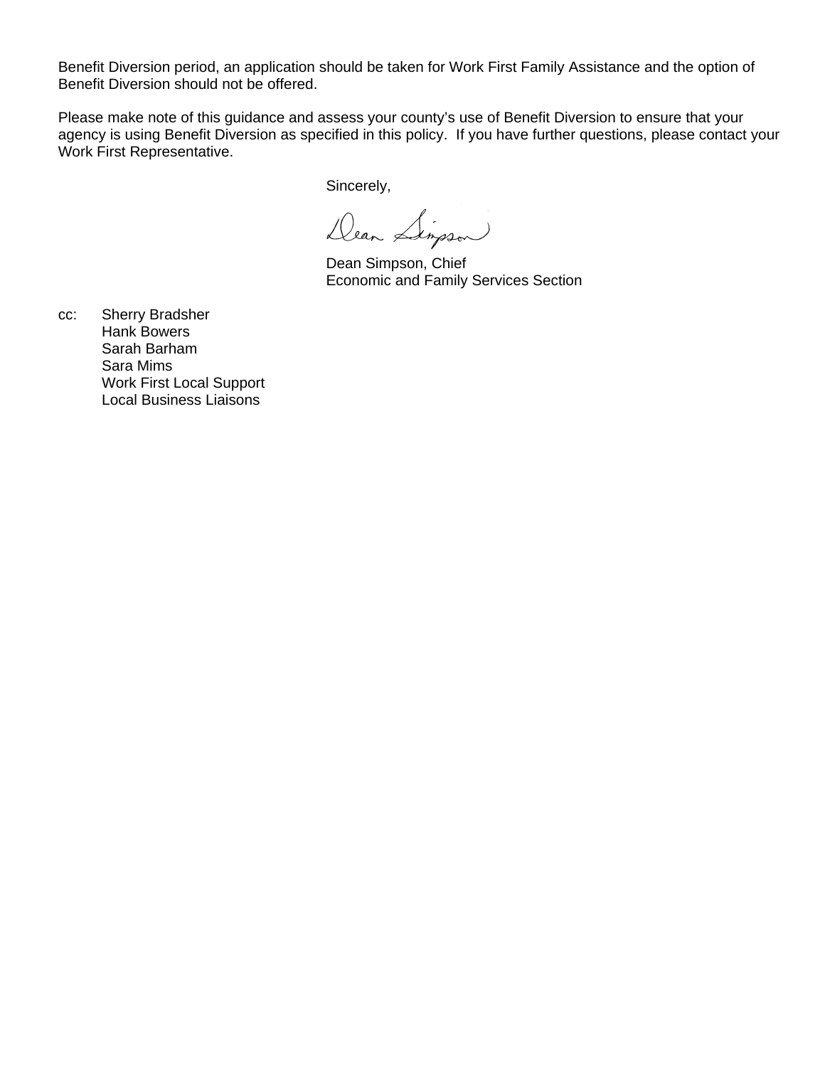Benefit Diversion period, an application should be taken for Work First Family Assistance and the option of Benefit Diversion should not be offered.

Please make note of this guidance and assess your county's use of Benefit Diversion to ensure that your agency is using Benefit Diversion as specified in this policy. If you have further questions, please contact your Work First Representative.

Sincerely,

Dean Simpson

Dean Simpson, Chief
Economic and Family Services Section

cc: Sherry Bradsher
Hank Bowers
Sarah Barham
Sara Mims
Work First Local Support
Local Business Liaisons